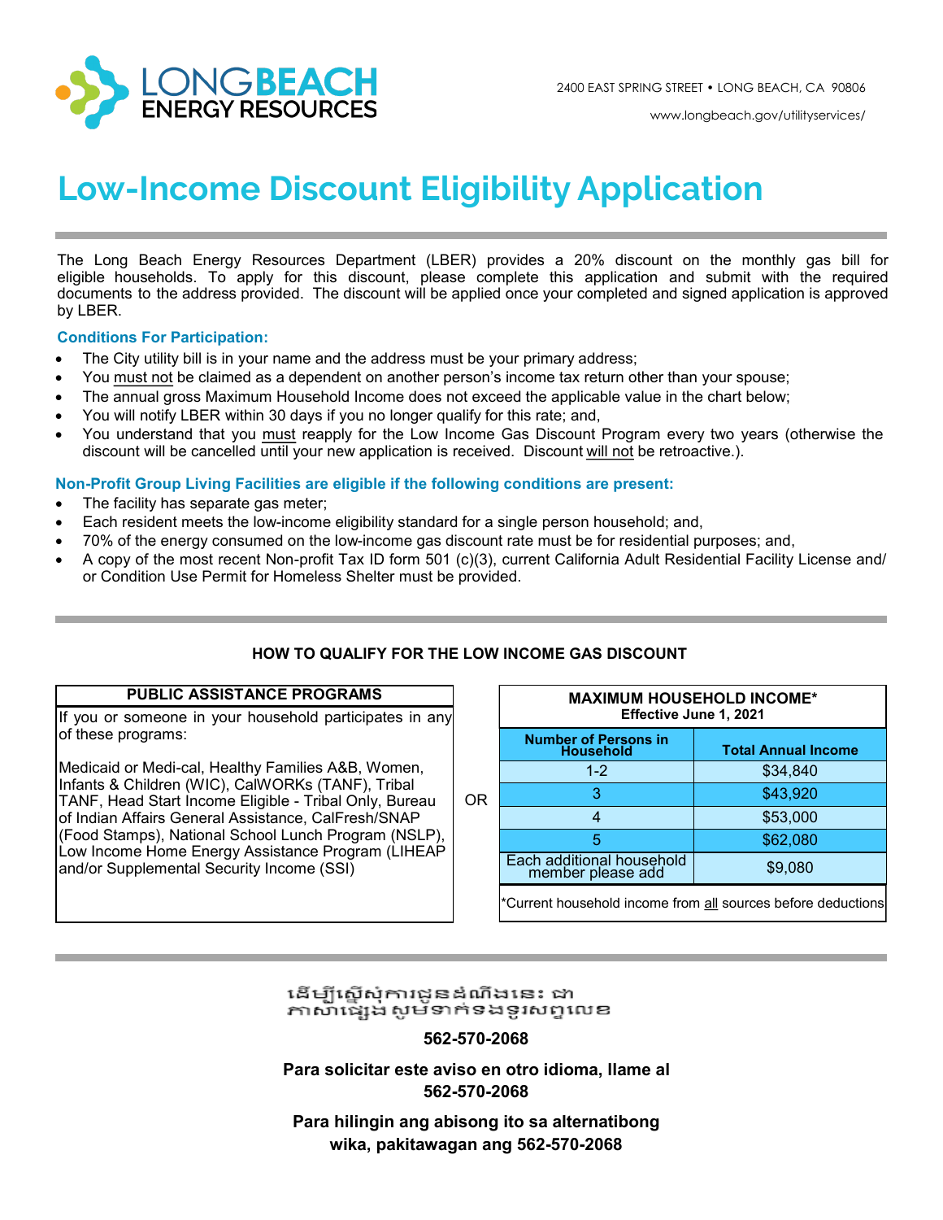LONG BEACH ENERGY RESOURCES

2400 EAST SPRING STREET • LONG BEACH, CA 90806

www.longbeach.gov/utilityservices/

# Low-Income Discount Eligibility Application

The Long Beach Energy Resources Department (LBER) provides a 20% discount on the monthly gas bill for eligible households. To apply for this discount, please complete this application and submit with the required documents to the address provided. The discount will be applied once your completed and signed application is approved by LBER.

### Conditions For Participation:

- The City utility bill is in your name and the address must be your primary address;
- You must not be claimed as a dependent on another person's income tax return other than your spouse;
- The annual gross Maximum Household Income does not exceed the applicable value in the chart below;
- You will notify LBER within 30 days if you no longer qualify for this rate; and,
- You understand that you must reapply for the Low Income Gas Discount Program every two years (otherwise the discount will be cancelled until your new application is received. Discount will not be retroactive.).

### Non-Profit Group Living Facilities are eligible if the following conditions are present:

- The facility has separate gas meter;
- Each resident meets the low-income eligibility standard for a single person household; and,
- 70% of the energy consumed on the low-income gas discount rate must be for residential purposes; and,
- A copy of the most recent Non-profit Tax ID form 501 (c)(3), current California Adult Residential Facility License and/or Condition Use Permit for Homeless Shelter must be provided.

## HOW TO QUALIFY FOR THE LOW INCOME GAS DISCOUNT

**PUBLIC ASSISTANCE PROGRAMS**

If you or someone in your household participates in any of these programs:

Medicaid or Medi-cal, Healthy Families A&B, Women, Infants & Children (WIC), CalWORKs (TANF), Tribal TANF, Head Start Income Eligible - Tribal Only, Bureau of Indian Affairs General Assistance, CalFresh/SNAP (Food Stamps), National School Lunch Program (NSLP), Low Income Home Energy Assistance Program (LIHEAP and/or Supplemental Security Income (SSI)

OR

**MAXIMUM HOUSEHOLD INCOME***
**Effective June 1, 2021**

| Number of Persons in Household | Total Annual Income |
|---|---|
| 1-2 | $34,840 |
| 3 | $43,920 |
| 4 | $53,000 |
| 5 | $62,080 |
| Each additional household member please add | $9,080 |

*Current household income from all sources before deductions

ដើម្បីស្នើសុំការជូនដំណឹងនេះ ជាភាសាផ្សេង សូមទាក់ទងទូរសព្ទលេខ

**562-570-2068**

**Para solicitar este aviso en otro idioma, llame al 562-570-2068**

**Para hilingin ang abisong ito sa alternatibong wika, pakitawagan ang 562-570-2068**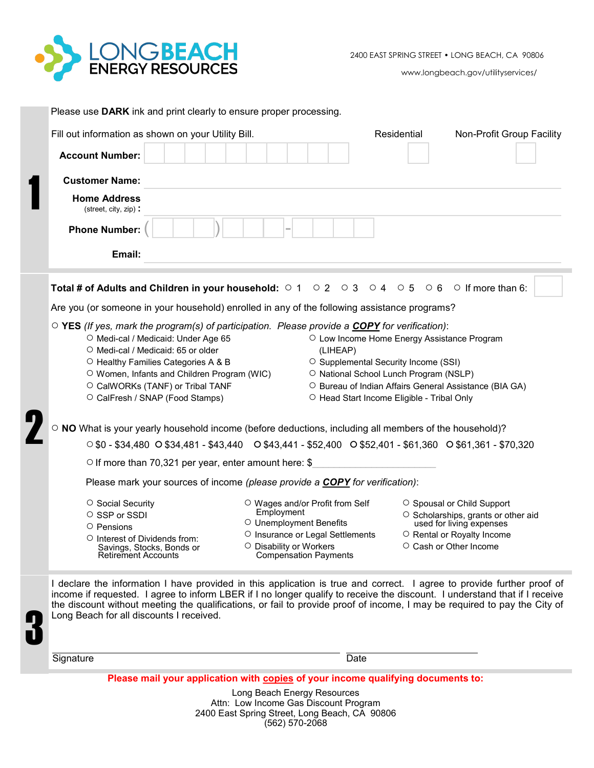**LONGBEACH ENERGY RESOURCES**

2400 EAST SPRING STREET • LONG BEACH, CA 90806

www.longbeach.gov/utilityservices/

## 1

Please use **DARK** ink and print clearly to ensure proper processing.

Fill out information as shown on your Utility Bill.

Residential ☐ Non-Profit Group Facility ☐

**Account Number:** ______________________

**Customer Name:** ______________________

**Home Address** (street, city, zip) **:** ______________________

**Phone Number:** ( ) -

**Email:** ______________________

## 2

**Total # of Adults and Children in your household:** ○ 1 ○ 2 ○ 3 ○ 4 ○ 5 ○ 6 ○ If more than 6: ☐

Are you (or someone in your household) enrolled in any of the following assistance programs?

○ **YES** *(If yes, mark the program(s) of participation. Please provide a* ***COPY*** *for verification)*:

- ○ Medi-cal / Medicaid: Under Age 65
- ○ Medi-cal / Medicaid: 65 or older
- ○ Healthy Families Categories A & B
- ○ Women, Infants and Children Program (WIC)
- ○ CalWORKs (TANF) or Tribal TANF
- ○ CalFresh / SNAP (Food Stamps)
- ○ Low Income Home Energy Assistance Program (LIHEAP)
- ○ Supplemental Security Income (SSI)
- ○ National School Lunch Program (NSLP)
- ○ Bureau of Indian Affairs General Assistance (BIA GA)
- ○ Head Start Income Eligible - Tribal Only

○ **NO** What is your yearly household income (before deductions, including all members of the household)?

○ $0 - $34,480 ○ $34,481 - $43,440 ○ $43,441 - $52,400 ○ $52,401 - $61,360 ○ $61,361 - $70,320

○ If more than 70,321 per year, enter amount here: $______________________

Please mark your sources of income *(please provide a* ***COPY*** *for verification)*:

- ○ Social Security
- ○ SSP or SSDI
- ○ Pensions
- ○ Interest of Dividends from: Savings, Stocks, Bonds or Retirement Accounts
- ○ Wages and/or Profit from Self Employment
- ○ Unemployment Benefits
- ○ Insurance or Legal Settlements
- ○ Disability or Workers Compensation Payments
- ○ Spousal or Child Support
- ○ Scholarships, grants or other aid used for living expenses
- ○ Rental or Royalty Income
- ○ Cash or Other Income

## 3

I declare the information I have provided in this application is true and correct. I agree to provide further proof of income if requested. I agree to inform LBER if I no longer qualify to receive the discount. I understand that if I receive the discount without meeting the qualifications, or fail to provide proof of income, I may be required to pay the City of Long Beach for all discounts I received.

______________________ ______________________

Signature Date

**Please mail your application with copies of your income qualifying documents to:**

Long Beach Energy Resources
Attn: Low Income Gas Discount Program
2400 East Spring Street, Long Beach, CA 90806
(562) 570-2068